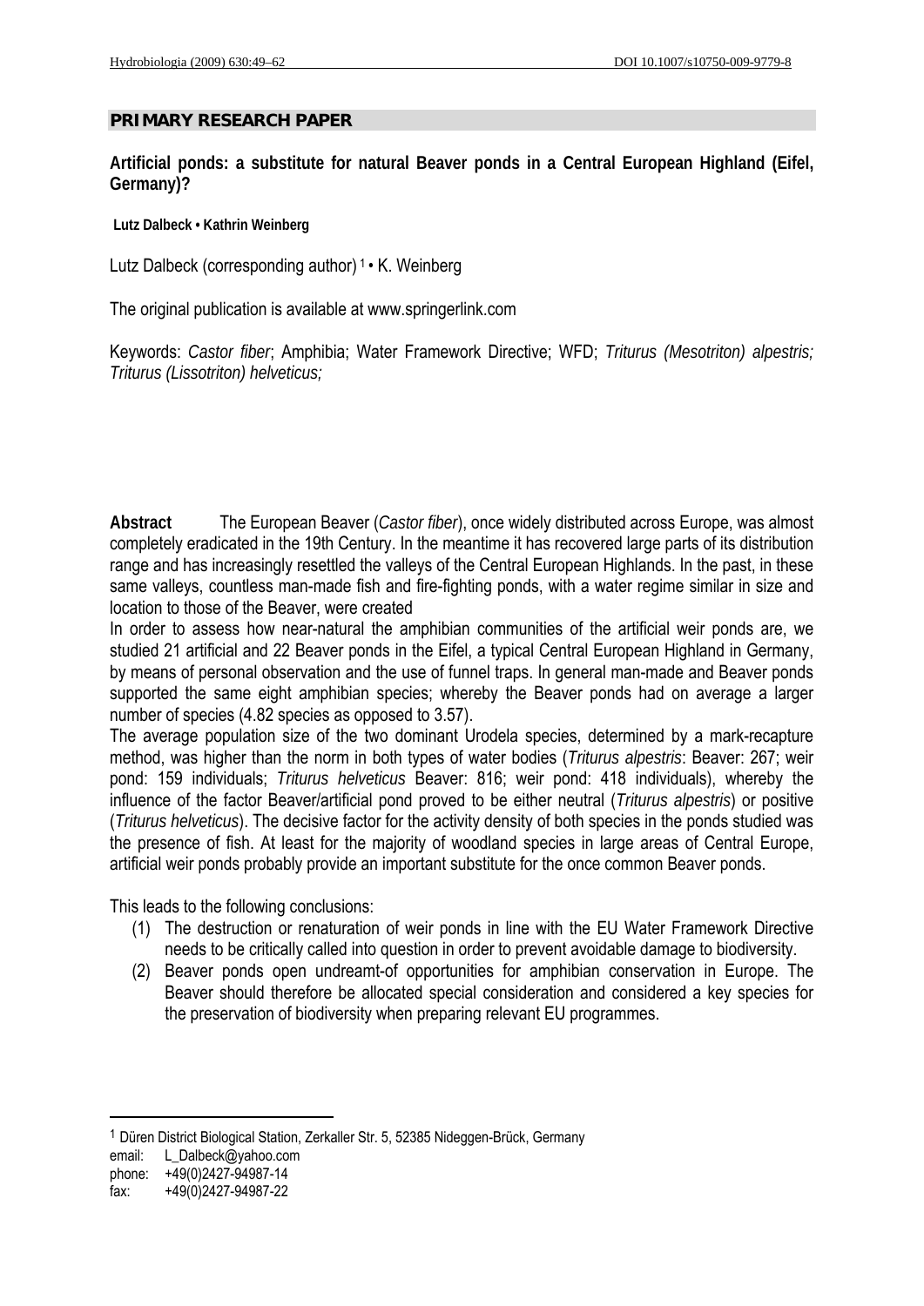**PRIMARY RESEARCH PAPER**

# Artificial ponds: a substitute for natural Beaver ponds in a Central European Highland (Eifel, Germany)?

**Lutz Dalbeck • Kathrin Weinberg**

Lutz Dalbeck (corresponding author) [1] • K. Weinberg

The original publication is available at www.springerlink.com

Keywords: *Castor fiber*; Amphibia; Water Framework Directive; WFD; *Triturus (Mesotriton) alpestris; Triturus (Lissotriton) helveticus;*

**Abstract** The European Beaver (*Castor fiber*), once widely distributed across Europe, was almost completely eradicated in the 19th Century. In the meantime it has recovered large parts of its distribution range and has increasingly resettled the valleys of the Central European Highlands. In the past, in these same valleys, countless man-made fish and fire-fighting ponds, with a water regime similar in size and location to those of the Beaver, were created

In order to assess how near-natural the amphibian communities of the artificial weir ponds are, we studied 21 artificial and 22 Beaver ponds in the Eifel, a typical Central European Highland in Germany, by means of personal observation and the use of funnel traps. In general man-made and Beaver ponds supported the same eight amphibian species; whereby the Beaver ponds had on average a larger number of species (4.82 species as opposed to 3.57).

The average population size of the two dominant Urodela species, determined by a mark-recapture method, was higher than the norm in both types of water bodies (*Triturus alpestris*: Beaver: 267; weir pond: 159 individuals; *Triturus helveticus* Beaver: 816; weir pond: 418 individuals), whereby the influence of the factor Beaver/artificial pond proved to be either neutral (*Triturus alpestris*) or positive (*Triturus helveticus*). The decisive factor for the activity density of both species in the ponds studied was the presence of fish. At least for the majority of woodland species in large areas of Central Europe, artificial weir ponds probably provide an important substitute for the once common Beaver ponds.

This leads to the following conclusions:

1. The destruction or renaturation of weir ponds in line with the EU Water Framework Directive needs to be critically called into question in order to prevent avoidable damage to biodiversity.
2. Beaver ponds open undreamt-of opportunities for amphibian conservation in Europe. The Beaver should therefore be allocated special consideration and considered a key species for the preservation of biodiversity when preparing relevant EU programmes.

---

[1] Düren District Biological Station, Zerkaller Str. 5, 52385 Nideggen-Brück, Germany
email: L_Dalbeck@yahoo.com
phone: +49(0)2427-94987-14
fax: +49(0)2427-94987-22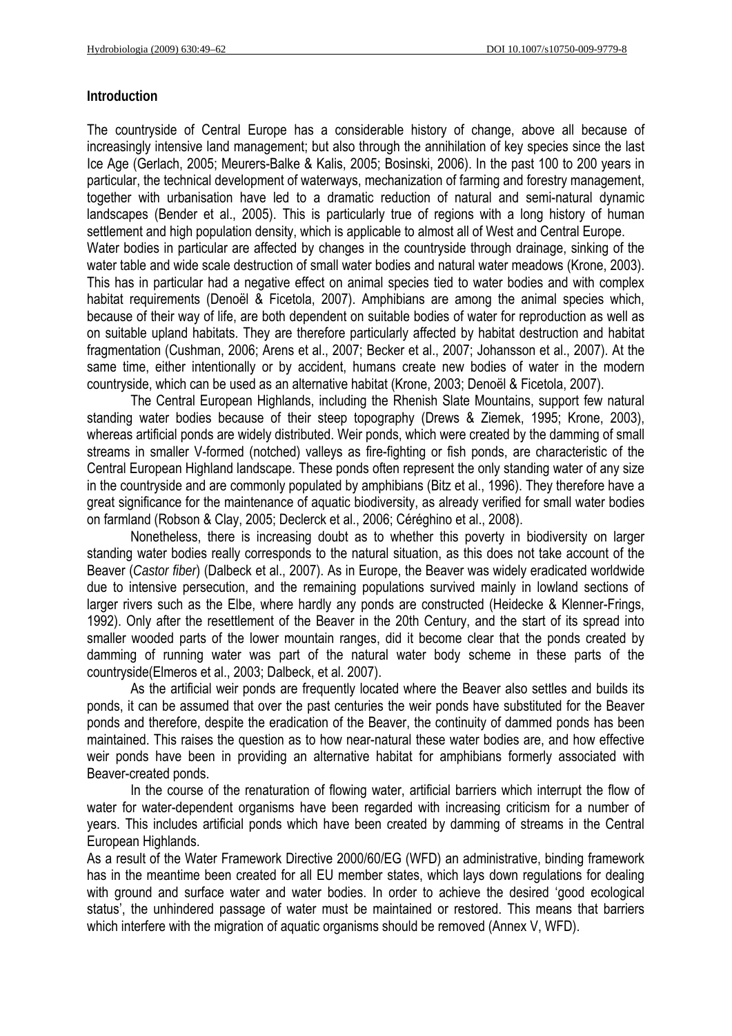## Introduction

The countryside of Central Europe has a considerable history of change, above all because of increasingly intensive land management; but also through the annihilation of key species since the last Ice Age (Gerlach, 2005; Meurers-Balke & Kalis, 2005; Bosinski, 2006). In the past 100 to 200 years in particular, the technical development of waterways, mechanization of farming and forestry management, together with urbanisation have led to a dramatic reduction of natural and semi-natural dynamic landscapes (Bender et al., 2005). This is particularly true of regions with a long history of human settlement and high population density, which is applicable to almost all of West and Central Europe.

Water bodies in particular are affected by changes in the countryside through drainage, sinking of the water table and wide scale destruction of small water bodies and natural water meadows (Krone, 2003). This has in particular had a negative effect on animal species tied to water bodies and with complex habitat requirements (Denoël & Ficetola, 2007). Amphibians are among the animal species which, because of their way of life, are both dependent on suitable bodies of water for reproduction as well as on suitable upland habitats. They are therefore particularly affected by habitat destruction and habitat fragmentation (Cushman, 2006; Arens et al., 2007; Becker et al., 2007; Johansson et al., 2007). At the same time, either intentionally or by accident, humans create new bodies of water in the modern countryside, which can be used as an alternative habitat (Krone, 2003; Denoël & Ficetola, 2007).

The Central European Highlands, including the Rhenish Slate Mountains, support few natural standing water bodies because of their steep topography (Drews & Ziemek, 1995; Krone, 2003), whereas artificial ponds are widely distributed. Weir ponds, which were created by the damming of small streams in smaller V-formed (notched) valleys as fire-fighting or fish ponds, are characteristic of the Central European Highland landscape. These ponds often represent the only standing water of any size in the countryside and are commonly populated by amphibians (Bitz et al., 1996). They therefore have a great significance for the maintenance of aquatic biodiversity, as already verified for small water bodies on farmland (Robson & Clay, 2005; Declerck et al., 2006; Céréghino et al., 2008).

Nonetheless, there is increasing doubt as to whether this poverty in biodiversity on larger standing water bodies really corresponds to the natural situation, as this does not take account of the Beaver (*Castor fiber*) (Dalbeck et al., 2007). As in Europe, the Beaver was widely eradicated worldwide due to intensive persecution, and the remaining populations survived mainly in lowland sections of larger rivers such as the Elbe, where hardly any ponds are constructed (Heidecke & Klenner-Frings, 1992). Only after the resettlement of the Beaver in the 20th Century, and the start of its spread into smaller wooded parts of the lower mountain ranges, did it become clear that the ponds created by damming of running water was part of the natural water body scheme in these parts of the countryside(Elmeros et al., 2003; Dalbeck, et al. 2007).

As the artificial weir ponds are frequently located where the Beaver also settles and builds its ponds, it can be assumed that over the past centuries the weir ponds have substituted for the Beaver ponds and therefore, despite the eradication of the Beaver, the continuity of dammed ponds has been maintained. This raises the question as to how near-natural these water bodies are, and how effective weir ponds have been in providing an alternative habitat for amphibians formerly associated with Beaver-created ponds.

In the course of the renaturation of flowing water, artificial barriers which interrupt the flow of water for water-dependent organisms have been regarded with increasing criticism for a number of years. This includes artificial ponds which have been created by damming of streams in the Central European Highlands.

As a result of the Water Framework Directive 2000/60/EG (WFD) an administrative, binding framework has in the meantime been created for all EU member states, which lays down regulations for dealing with ground and surface water and water bodies. In order to achieve the desired 'good ecological status', the unhindered passage of water must be maintained or restored. This means that barriers which interfere with the migration of aquatic organisms should be removed (Annex V, WFD).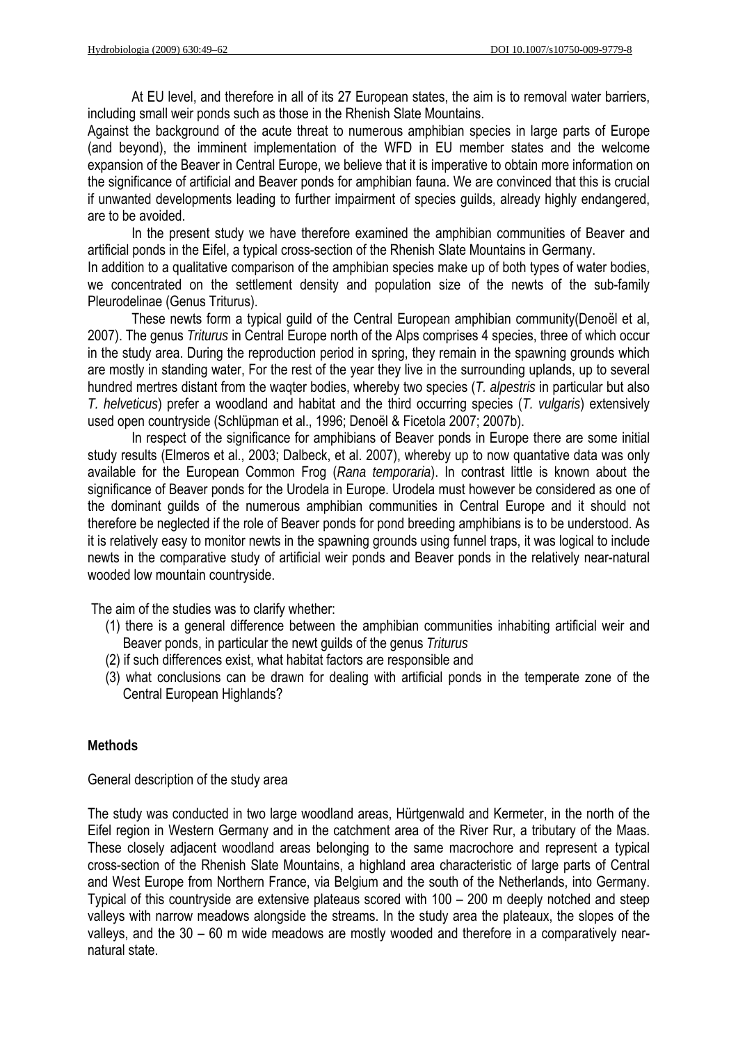At EU level, and therefore in all of its 27 European states, the aim is to removal water barriers, including small weir ponds such as those in the Rhenish Slate Mountains.

Against the background of the acute threat to numerous amphibian species in large parts of Europe (and beyond), the imminent implementation of the WFD in EU member states and the welcome expansion of the Beaver in Central Europe, we believe that it is imperative to obtain more information on the significance of artificial and Beaver ponds for amphibian fauna. We are convinced that this is crucial if unwanted developments leading to further impairment of species guilds, already highly endangered, are to be avoided.

In the present study we have therefore examined the amphibian communities of Beaver and artificial ponds in the Eifel, a typical cross-section of the Rhenish Slate Mountains in Germany.

In addition to a qualitative comparison of the amphibian species make up of both types of water bodies, we concentrated on the settlement density and population size of the newts of the sub-family Pleurodelinae (Genus Triturus).

These newts form a typical guild of the Central European amphibian community(Denoël et al, 2007). The genus *Triturus* in Central Europe north of the Alps comprises 4 species, three of which occur in the study area. During the reproduction period in spring, they remain in the spawning grounds which are mostly in standing water, For the rest of the year they live in the surrounding uplands, up to several hundred mertres distant from the waqter bodies, whereby two species (*T. alpestris* in particular but also *T. helveticus*) prefer a woodland and habitat and the third occurring species (*T. vulgaris*) extensively used open countryside (Schlüpman et al., 1996; Denoël & Ficetola 2007; 2007b).

In respect of the significance for amphibians of Beaver ponds in Europe there are some initial study results (Elmeros et al., 2003; Dalbeck, et al. 2007), whereby up to now quantative data was only available for the European Common Frog (*Rana temporaria*). In contrast little is known about the significance of Beaver ponds for the Urodela in Europe. Urodela must however be considered as one of the dominant guilds of the numerous amphibian communities in Central Europe and it should not therefore be neglected if the role of Beaver ponds for pond breeding amphibians is to be understood. As it is relatively easy to monitor newts in the spawning grounds using funnel traps, it was logical to include newts in the comparative study of artificial weir ponds and Beaver ponds in the relatively near-natural wooded low mountain countryside.

The aim of the studies was to clarify whether:

(1) there is a general difference between the amphibian communities inhabiting artificial weir and Beaver ponds, in particular the newt guilds of the genus *Triturus*
(2) if such differences exist, what habitat factors are responsible and
(3) what conclusions can be drawn for dealing with artificial ponds in the temperate zone of the Central European Highlands?

## Methods

General description of the study area

The study was conducted in two large woodland areas, Hürtgenwald and Kermeter, in the north of the Eifel region in Western Germany and in the catchment area of the River Rur, a tributary of the Maas. These closely adjacent woodland areas belonging to the same macrochore and represent a typical cross-section of the Rhenish Slate Mountains, a highland area characteristic of large parts of Central and West Europe from Northern France, via Belgium and the south of the Netherlands, into Germany. Typical of this countryside are extensive plateaus scored with 100 – 200 m deeply notched and steep valleys with narrow meadows alongside the streams. In the study area the plateaus, the slopes of the valleys, and the 30 – 60 m wide meadows are mostly wooded and therefore in a comparatively near-natural state.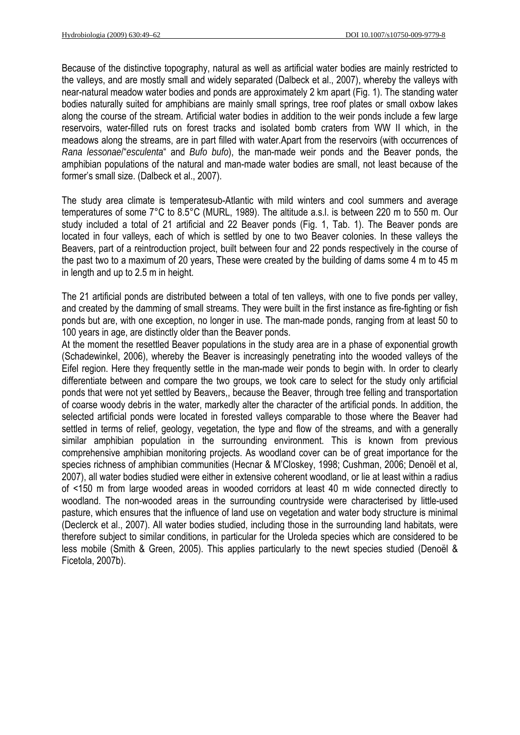Because of the distinctive topography, natural as well as artificial water bodies are mainly restricted to the valleys, and are mostly small and widely separated (Dalbeck et al., 2007), whereby the valleys with near-natural meadow water bodies and ponds are approximately 2 km apart (Fig. 1). The standing water bodies naturally suited for amphibians are mainly small springs, tree roof plates or small oxbow lakes along the course of the stream. Artificial water bodies in addition to the weir ponds include a few large reservoirs, water-filled ruts on forest tracks and isolated bomb craters from WW II which, in the meadows along the streams, are in part filled with water.Apart from the reservoirs (with occurrences of *Rana lessonae*/"*esculenta*" and *Bufo bufo*), the man-made weir ponds and the Beaver ponds, the amphibian populations of the natural and man-made water bodies are small, not least because of the former's small size. (Dalbeck et al., 2007).

The study area climate is temperatesub-Atlantic with mild winters and cool summers and average temperatures of some 7°C to 8.5°C (MURL, 1989). The altitude a.s.l. is between 220 m to 550 m. Our study included a total of 21 artificial and 22 Beaver ponds (Fig. 1, Tab. 1). The Beaver ponds are located in four valleys, each of which is settled by one to two Beaver colonies. In these valleys the Beavers, part of a reintroduction project, built between four and 22 ponds respectively in the course of the past two to a maximum of 20 years, These were created by the building of dams some 4 m to 45 m in length and up to 2.5 m in height.

The 21 artificial ponds are distributed between a total of ten valleys, with one to five ponds per valley, and created by the damming of small streams. They were built in the first instance as fire-fighting or fish ponds but are, with one exception, no longer in use. The man-made ponds, ranging from at least 50 to 100 years in age, are distinctly older than the Beaver ponds.

At the moment the resettled Beaver populations in the study area are in a phase of exponential growth (Schadewinkel, 2006), whereby the Beaver is increasingly penetrating into the wooded valleys of the Eifel region. Here they frequently settle in the man-made weir ponds to begin with. In order to clearly differentiate between and compare the two groups, we took care to select for the study only artificial ponds that were not yet settled by Beavers,, because the Beaver, through tree felling and transportation of coarse woody debris in the water, markedly alter the character of the artificial ponds. In addition, the selected artificial ponds were located in forested valleys comparable to those where the Beaver had settled in terms of relief, geology, vegetation, the type and flow of the streams, and with a generally similar amphibian population in the surrounding environment. This is known from previous comprehensive amphibian monitoring projects. As woodland cover can be of great importance for the species richness of amphibian communities (Hecnar & M'Closkey, 1998; Cushman, 2006; Denoël et al, 2007), all water bodies studied were either in extensive coherent woodland, or lie at least within a radius of <150 m from large wooded areas in wooded corridors at least 40 m wide connected directly to woodland. The non-wooded areas in the surrounding countryside were characterised by little-used pasture, which ensures that the influence of land use on vegetation and water body structure is minimal (Declerck et al., 2007). All water bodies studied, including those in the surrounding land habitats, were therefore subject to similar conditions, in particular for the Uroleda species which are considered to be less mobile (Smith & Green, 2005). This applies particularly to the newt species studied (Denoël & Ficetola, 2007b).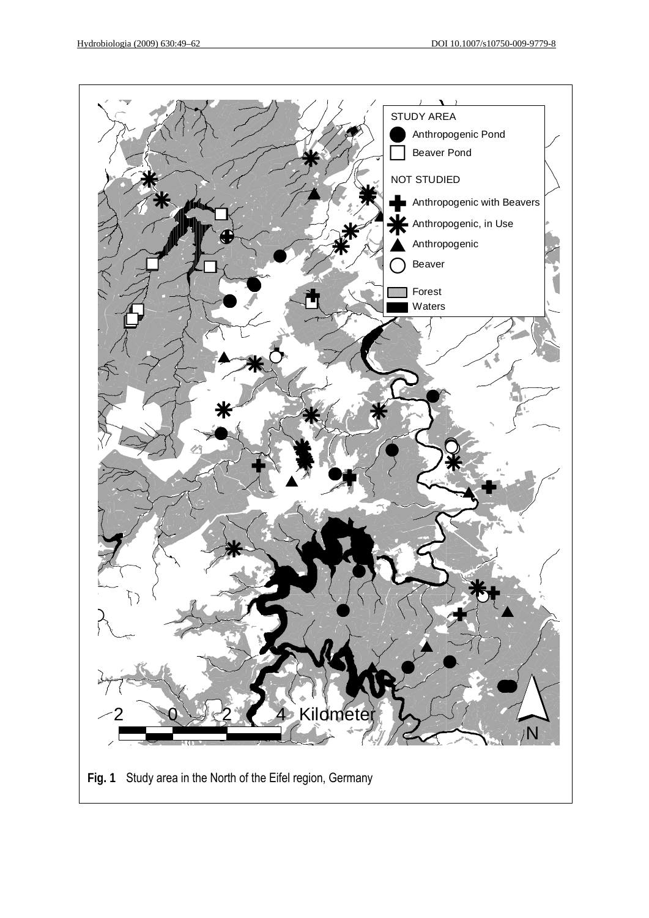**Fig. 1** Study area in the North of the Eifel region, Germany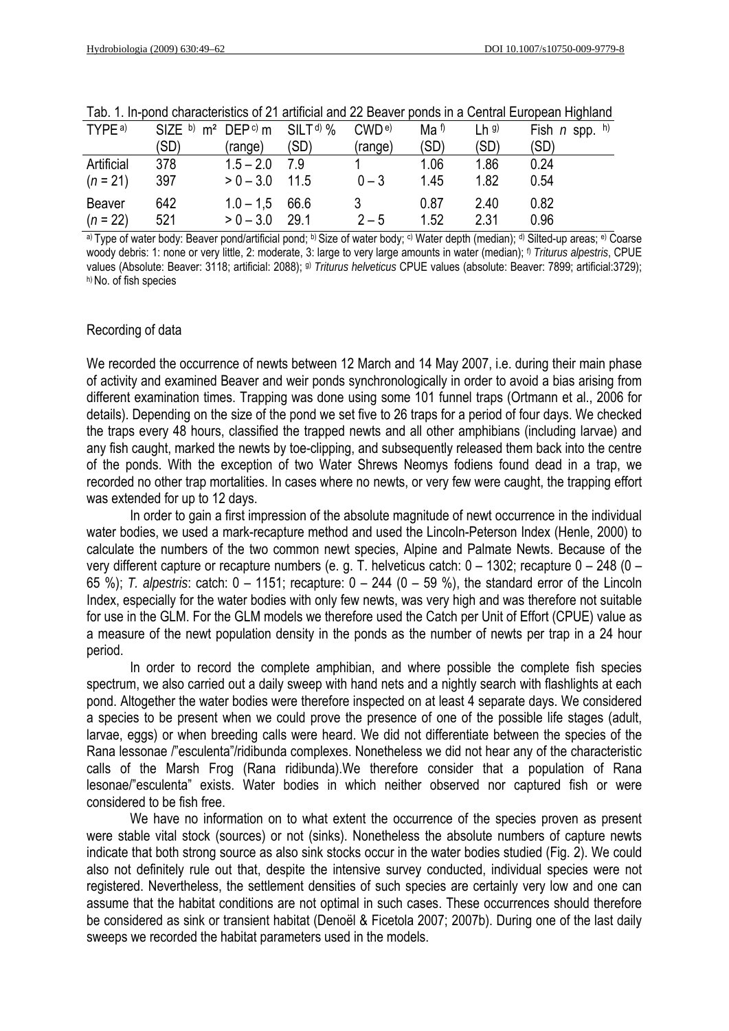Tab. 1. In-pond characteristics of 21 artificial and 22 Beaver ponds in a Central European Highland

| TYPE [a] | SIZE [b] m² (SD) | DEP [c] m (range) | SILT [d] % (SD) | CWD [e] (range) | Ma [f] (SD) | Lh [g] (SD) | Fish *n* spp. [h] (SD) |
|---|---|---|---|---|---|---|---|
| Artificial | 378 | 1.5 – 2.0 | 7.9 | 1 | 1.06 | 1.86 | 0.24 |
| (*n* = 21) | 397 | > 0 – 3.0 | 11.5 | 0 – 3 | 1.45 | 1.82 | 0.54 |
| Beaver | 642 | 1.0 – 1,5 | 66.6 | 3 | 0.87 | 2.40 | 0.82 |
| (*n* = 22) | 521 | > 0 – 3.0 | 29.1 | 2 – 5 | 1.52 | 2.31 | 0.96 |

[a] Type of water body: Beaver pond/artificial pond; [b] Size of water body; [c] Water depth (median); [d] Silted-up areas; [e] Coarse woody debris: 1: none or very little, 2: moderate, 3: large to very large amounts in water (median); [f] *Triturus alpestris*, CPUE values (Absolute: Beaver: 3118; artificial: 2088); [g] *Triturus helveticus* CPUE values (absolute: Beaver: 7899; artificial:3729); [h] No. of fish species

Recording of data

We recorded the occurrence of newts between 12 March and 14 May 2007, i.e. during their main phase of activity and examined Beaver and weir ponds synchronologically in order to avoid a bias arising from different examination times. Trapping was done using some 101 funnel traps (Ortmann et al., 2006 for details). Depending on the size of the pond we set five to 26 traps for a period of four days. We checked the traps every 48 hours, classified the trapped newts and all other amphibians (including larvae) and any fish caught, marked the newts by toe-clipping, and subsequently released them back into the centre of the ponds. With the exception of two Water Shrews Neomys fodiens found dead in a trap, we recorded no other trap mortalities. In cases where no newts, or very few were caught, the trapping effort was extended for up to 12 days.

In order to gain a first impression of the absolute magnitude of newt occurrence in the individual water bodies, we used a mark-recapture method and used the Lincoln-Peterson Index (Henle, 2000) to calculate the numbers of the two common newt species, Alpine and Palmate Newts. Because of the very different capture or recapture numbers (e. g. T. helveticus catch: 0 – 1302; recapture 0 – 248 (0 – 65 %); *T. alpestris*: catch: 0 – 1151; recapture: 0 – 244 (0 – 59 %), the standard error of the Lincoln Index, especially for the water bodies with only few newts, was very high and was therefore not suitable for use in the GLM. For the GLM models we therefore used the Catch per Unit of Effort (CPUE) value as a measure of the newt population density in the ponds as the number of newts per trap in a 24 hour period.

In order to record the complete amphibian, and where possible the complete fish species spectrum, we also carried out a daily sweep with hand nets and a nightly search with flashlights at each pond. Altogether the water bodies were therefore inspected on at least 4 separate days. We considered a species to be present when we could prove the presence of one of the possible life stages (adult, larvae, eggs) or when breeding calls were heard. We did not differentiate between the species of the Rana lessonae /"esculenta"/ridibunda complexes. Nonetheless we did not hear any of the characteristic calls of the Marsh Frog (Rana ridibunda).We therefore consider that a population of Rana lesonae/"esculenta" exists. Water bodies in which neither observed nor captured fish or were considered to be fish free.

We have no information on to what extent the occurrence of the species proven as present were stable vital stock (sources) or not (sinks). Nonetheless the absolute numbers of capture newts indicate that both strong source as also sink stocks occur in the water bodies studied (Fig. 2). We could also not definitely rule out that, despite the intensive survey conducted, individual species were not registered. Nevertheless, the settlement densities of such species are certainly very low and one can assume that the habitat conditions are not optimal in such cases. These occurrences should therefore be considered as sink or transient habitat (Denoël & Ficetola 2007; 2007b). During one of the last daily sweeps we recorded the habitat parameters used in the models.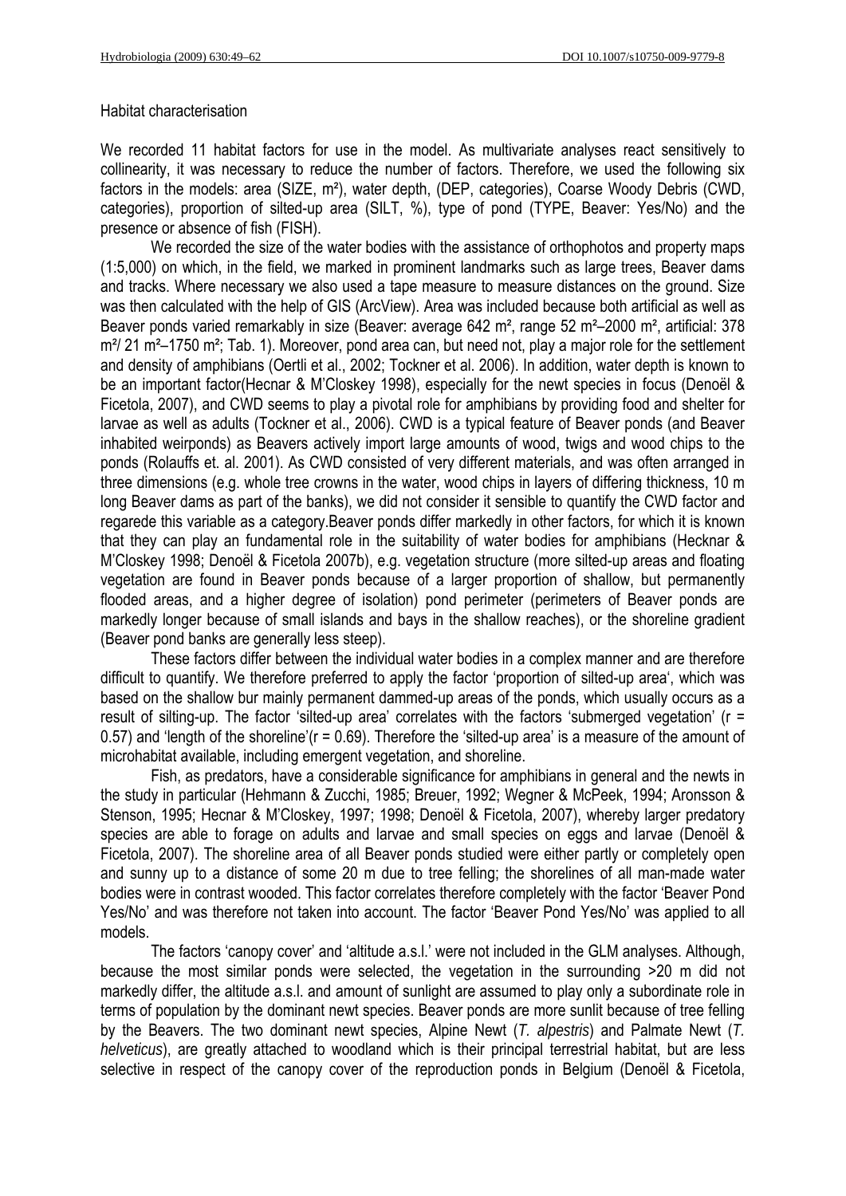Habitat characterisation

We recorded 11 habitat factors for use in the model. As multivariate analyses react sensitively to collinearity, it was necessary to reduce the number of factors. Therefore, we used the following six factors in the models: area (SIZE, m²), water depth, (DEP, categories), Coarse Woody Debris (CWD, categories), proportion of silted-up area (SILT, %), type of pond (TYPE, Beaver: Yes/No) and the presence or absence of fish (FISH).

We recorded the size of the water bodies with the assistance of orthophotos and property maps (1:5,000) on which, in the field, we marked in prominent landmarks such as large trees, Beaver dams and tracks. Where necessary we also used a tape measure to measure distances on the ground. Size was then calculated with the help of GIS (ArcView). Area was included because both artificial as well as Beaver ponds varied remarkably in size (Beaver: average 642 m², range 52 m²–2000 m², artificial: 378 m²/ 21 m²–1750 m²; Tab. 1). Moreover, pond area can, but need not, play a major role for the settlement and density of amphibians (Oertli et al., 2002; Tockner et al. 2006). In addition, water depth is known to be an important factor(Hecnar & M'Closkey 1998), especially for the newt species in focus (Denoël & Ficetola, 2007), and CWD seems to play a pivotal role for amphibians by providing food and shelter for larvae as well as adults (Tockner et al., 2006). CWD is a typical feature of Beaver ponds (and Beaver inhabited weirponds) as Beavers actively import large amounts of wood, twigs and wood chips to the ponds (Rolauffs et. al. 2001). As CWD consisted of very different materials, and was often arranged in three dimensions (e.g. whole tree crowns in the water, wood chips in layers of differing thickness, 10 m long Beaver dams as part of the banks), we did not consider it sensible to quantify the CWD factor and regarede this variable as a category.Beaver ponds differ markedly in other factors, for which it is known that they can play an fundamental role in the suitability of water bodies for amphibians (Hecknar & M'Closkey 1998; Denoël & Ficetola 2007b), e.g. vegetation structure (more silted-up areas and floating vegetation are found in Beaver ponds because of a larger proportion of shallow, but permanently flooded areas, and a higher degree of isolation) pond perimeter (perimeters of Beaver ponds are markedly longer because of small islands and bays in the shallow reaches), or the shoreline gradient (Beaver pond banks are generally less steep).

These factors differ between the individual water bodies in a complex manner and are therefore difficult to quantify. We therefore preferred to apply the factor 'proportion of silted-up area', which was based on the shallow bur mainly permanent dammed-up areas of the ponds, which usually occurs as a result of silting-up. The factor 'silted-up area' correlates with the factors 'submerged vegetation' ($r = 0.57$) and 'length of the shoreline'($r = 0.69$). Therefore the 'silted-up area' is a measure of the amount of microhabitat available, including emergent vegetation, and shoreline.

Fish, as predators, have a considerable significance for amphibians in general and the newts in the study in particular (Hehmann & Zucchi, 1985; Breuer, 1992; Wegner & McPeek, 1994; Aronsson & Stenson, 1995; Hecnar & M'Closkey, 1997; 1998; Denoël & Ficetola, 2007), whereby larger predatory species are able to forage on adults and larvae and small species on eggs and larvae (Denoël & Ficetola, 2007). The shoreline area of all Beaver ponds studied were either partly or completely open and sunny up to a distance of some 20 m due to tree felling; the shorelines of all man-made water bodies were in contrast wooded. This factor correlates therefore completely with the factor 'Beaver Pond Yes/No' and was therefore not taken into account. The factor 'Beaver Pond Yes/No' was applied to all models.

The factors 'canopy cover' and 'altitude a.s.l.' were not included in the GLM analyses. Although, because the most similar ponds were selected, the vegetation in the surrounding >20 m did not markedly differ, the altitude a.s.l. and amount of sunlight are assumed to play only a subordinate role in terms of population by the dominant newt species. Beaver ponds are more sunlit because of tree felling by the Beavers. The two dominant newt species, Alpine Newt (*T. alpestris*) and Palmate Newt (*T. helveticus*), are greatly attached to woodland which is their principal terrestrial habitat, but are less selective in respect of the canopy cover of the reproduction ponds in Belgium (Denoël & Ficetola,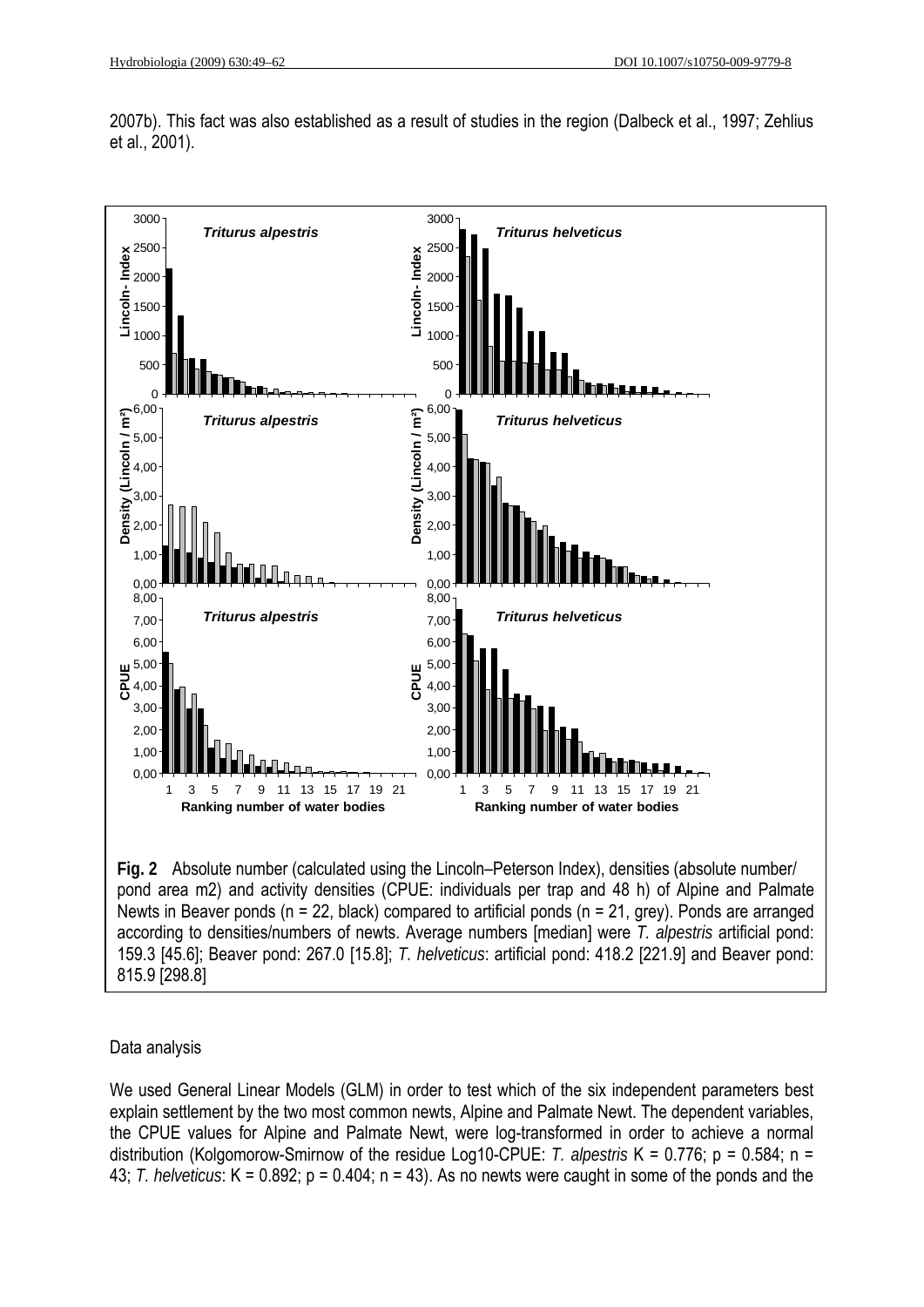2007b). This fact was also established as a result of studies in the region (Dalbeck et al., 1997; Zehlius et al., 2001).

**Fig. 2** Absolute number (calculated using the Lincoln–Peterson Index), densities (absolute number/ pond area m2) and activity densities (CPUE: individuals per trap and 48 h) of Alpine and Palmate Newts in Beaver ponds (n = 22, black) compared to artificial ponds (n = 21, grey). Ponds are arranged according to densities/numbers of newts. Average numbers [median] were *T. alpestris* artificial pond: 159.3 [45.6]; Beaver pond: 267.0 [15.8]; *T. helveticus*: artificial pond: 418.2 [221.9] and Beaver pond: 815.9 [298.8]

Data analysis

We used General Linear Models (GLM) in order to test which of the six independent parameters best explain settlement by the two most common newts, Alpine and Palmate Newt. The dependent variables, the CPUE values for Alpine and Palmate Newt, were log-transformed in order to achieve a normal distribution (Kolgomorow-Smirnow of the residue Log10-CPUE: *T. alpestris* $K = 0.776$; $p = 0.584$; $n = 43$; *T. helveticus*: $K = 0.892$; $p = 0.404$; $n = 43$). As no newts were caught in some of the ponds and the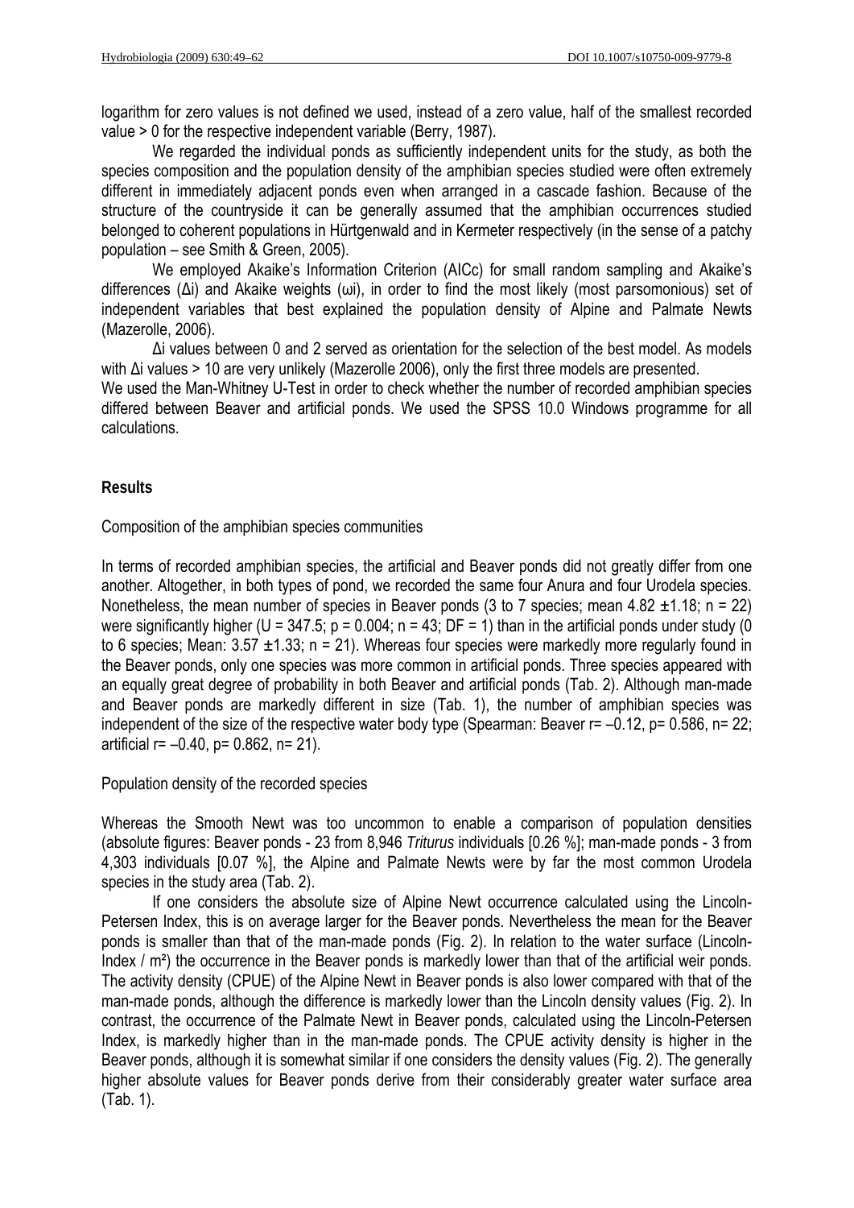logarithm for zero values is not defined we used, instead of a zero value, half of the smallest recorded value > 0 for the respective independent variable (Berry, 1987).

We regarded the individual ponds as sufficiently independent units for the study, as both the species composition and the population density of the amphibian species studied were often extremely different in immediately adjacent ponds even when arranged in a cascade fashion. Because of the structure of the countryside it can be generally assumed that the amphibian occurrences studied belonged to coherent populations in Hürtgenwald and in Kermeter respectively (in the sense of a patchy population – see Smith & Green, 2005).

We employed Akaike's Information Criterion (AICc) for small random sampling and Akaike's differences ($\Delta i$) and Akaike weights ($\omega i$), in order to find the most likely (most parsomonious) set of independent variables that best explained the population density of Alpine and Palmate Newts (Mazerolle, 2006).

$\Delta i$ values between 0 and 2 served as orientation for the selection of the best model. As models with $\Delta i$ values > 10 are very unlikely (Mazerolle 2006), only the first three models are presented.

We used the Man-Whitney U-Test in order to check whether the number of recorded amphibian species differed between Beaver and artificial ponds. We used the SPSS 10.0 Windows programme for all calculations.

## Results

### Composition of the amphibian species communities

In terms of recorded amphibian species, the artificial and Beaver ponds did not greatly differ from one another. Altogether, in both types of pond, we recorded the same four Anura and four Urodela species. Nonetheless, the mean number of species in Beaver ponds (3 to 7 species; mean 4.82 ±1.18; n = 22) were significantly higher ($U = 347.5$; $p = 0.004$; $n = 43$; $DF = 1$) than in the artificial ponds under study (0 to 6 species; Mean: 3.57 ±1.33; n = 21). Whereas four species were markedly more regularly found in the Beaver ponds, only one species was more common in artificial ponds. Three species appeared with an equally great degree of probability in both Beaver and artificial ponds (Tab. 2). Although man-made and Beaver ponds are markedly different in size (Tab. 1), the number of amphibian species was independent of the size of the respective water body type (Spearman: Beaver $r = -0.12$, $p = 0.586$, $n = 22$; artificial $r = -0.40$, $p = 0.862$, $n = 21$).

### Population density of the recorded species

Whereas the Smooth Newt was too uncommon to enable a comparison of population densities (absolute figures: Beaver ponds - 23 from 8,946 *Triturus* individuals [0.26 %]; man-made ponds - 3 from 4,303 individuals [0.07 %], the Alpine and Palmate Newts were by far the most common Urodela species in the study area (Tab. 2).

If one considers the absolute size of Alpine Newt occurrence calculated using the Lincoln-Petersen Index, this is on average larger for the Beaver ponds. Nevertheless the mean for the Beaver ponds is smaller than that of the man-made ponds (Fig. 2). In relation to the water surface (Lincoln-Index / m²) the occurrence in the Beaver ponds is markedly lower than that of the artificial weir ponds. The activity density (CPUE) of the Alpine Newt in Beaver ponds is also lower compared with that of the man-made ponds, although the difference is markedly lower than the Lincoln density values (Fig. 2). In contrast, the occurrence of the Palmate Newt in Beaver ponds, calculated using the Lincoln-Petersen Index, is markedly higher than in the man-made ponds. The CPUE activity density is higher in the Beaver ponds, although it is somewhat similar if one considers the density values (Fig. 2). The generally higher absolute values for Beaver ponds derive from their considerably greater water surface area (Tab. 1).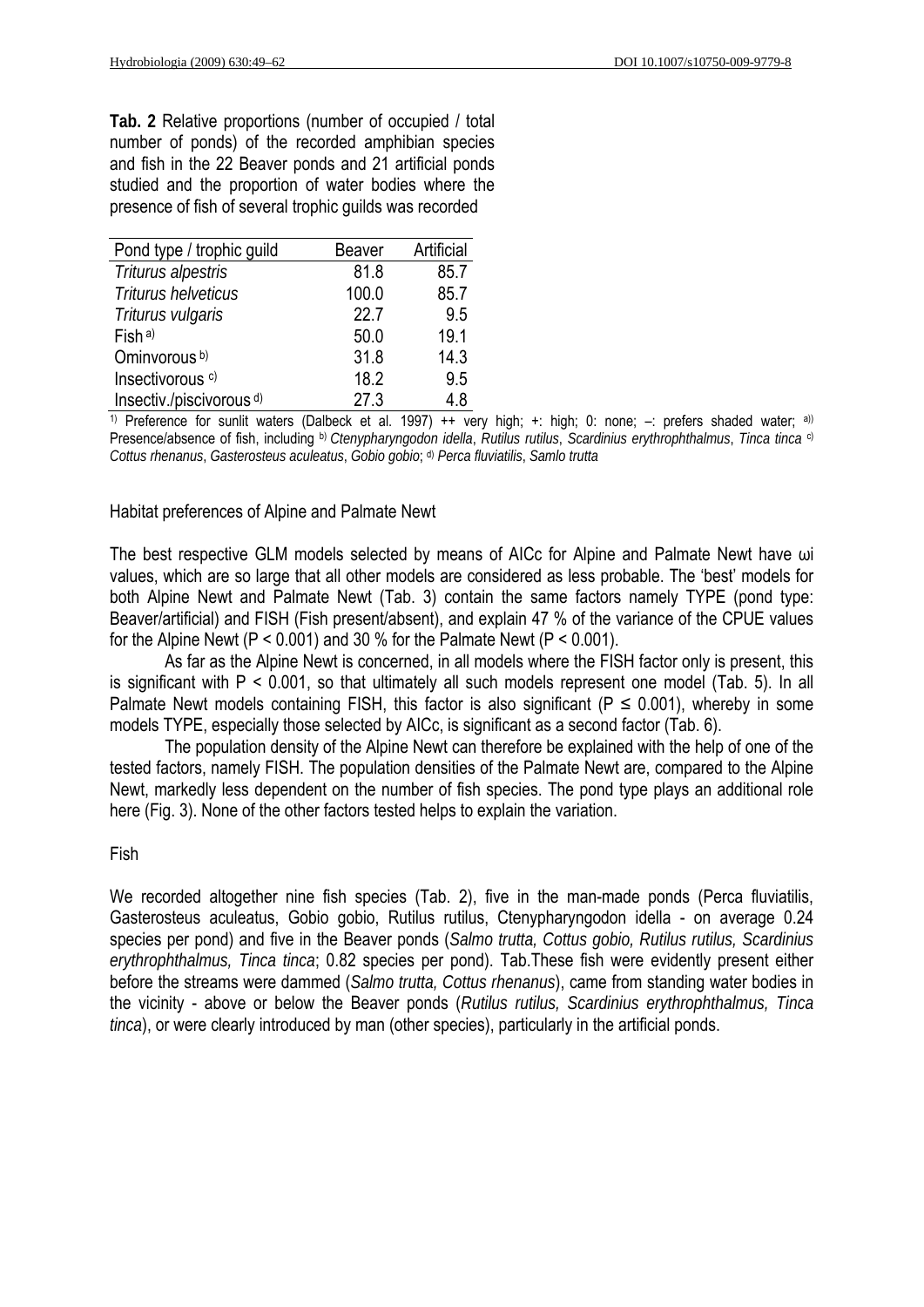**Tab. 2** Relative proportions (number of occupied / total number of ponds) of the recorded amphibian species and fish in the 22 Beaver ponds and 21 artificial ponds studied and the proportion of water bodies where the presence of fish of several trophic guilds was recorded

| Pond type / trophic guild | Beaver | Artificial |
|---|---|---|
| *Triturus alpestris* | 81.8 | 85.7 |
| *Triturus helveticus* | 100.0 | 85.7 |
| *Triturus vulgaris* | 22.7 | 9.5 |
| Fish [a)] | 50.0 | 19.1 |
| Ominvorous [b)] | 31.8 | 14.3 |
| Insectivorous [c)] | 18.2 | 9.5 |
| Insectiv./piscivorous [d)] | 27.3 | 4.8 |

[1)] Preference for sunlit waters (Dalbeck et al. 1997) ++ very high; +: high; 0: none; –: prefers shaded water; [a))] Presence/absence of fish, including [b)] *Ctenypharyngodon idella*, *Rutilus rutilus*, *Scardinius erythrophthalmus*, *Tinca tinca* [c)] *Cottus rhenanus*, *Gasterosteus aculeatus*, *Gobio gobio*; [d)] *Perca fluviatilis*, *Samlo trutta*

Habitat preferences of Alpine and Palmate Newt

The best respective GLM models selected by means of AICc for Alpine and Palmate Newt have ωi values, which are so large that all other models are considered as less probable. The 'best' models for both Alpine Newt and Palmate Newt (Tab. 3) contain the same factors namely TYPE (pond type: Beaver/artificial) and FISH (Fish present/absent), and explain 47 % of the variance of the CPUE values for the Alpine Newt ($P < 0.001$) and 30 % for the Palmate Newt ($P < 0.001$).

As far as the Alpine Newt is concerned, in all models where the FISH factor only is present, this is significant with $P < 0.001$, so that ultimately all such models represent one model (Tab. 5). In all Palmate Newt models containing FISH, this factor is also significant ($P \leq 0.001$), whereby in some models TYPE, especially those selected by AICc, is significant as a second factor (Tab. 6).

The population density of the Alpine Newt can therefore be explained with the help of one of the tested factors, namely FISH. The population densities of the Palmate Newt are, compared to the Alpine Newt, markedly less dependent on the number of fish species. The pond type plays an additional role here (Fig. 3). None of the other factors tested helps to explain the variation.

Fish

We recorded altogether nine fish species (Tab. 2), five in the man-made ponds (Perca fluviatilis, Gasterosteus aculeatus, Gobio gobio, Rutilus rutilus, Ctenypharyngodon idella - on average 0.24 species per pond) and five in the Beaver ponds (*Salmo trutta, Cottus gobio, Rutilus rutilus, Scardinius erythrophthalmus, Tinca tinca*; 0.82 species per pond). Tab.These fish were evidently present either before the streams were dammed (*Salmo trutta, Cottus rhenanus*), came from standing water bodies in the vicinity - above or below the Beaver ponds (*Rutilus rutilus, Scardinius erythrophthalmus, Tinca tinca*), or were clearly introduced by man (other species), particularly in the artificial ponds.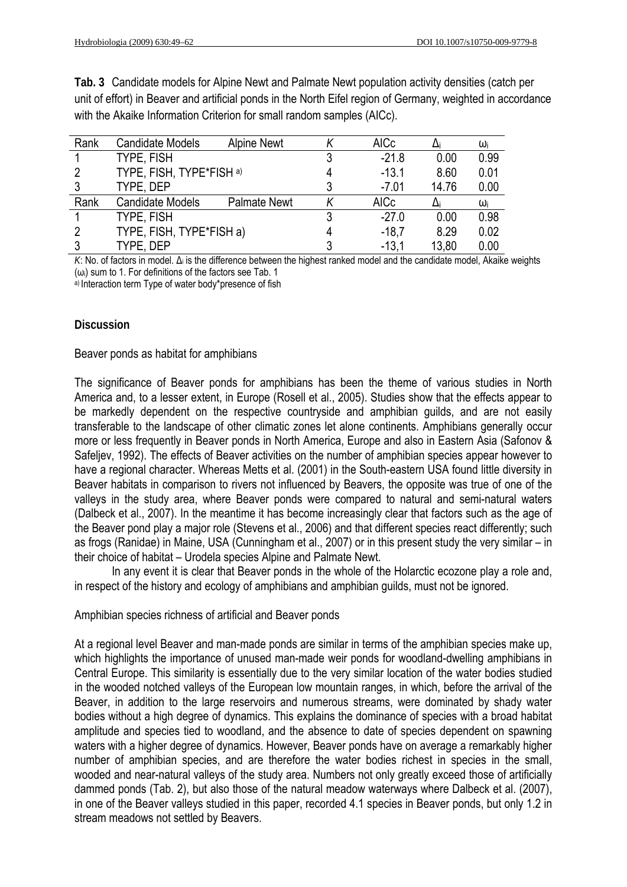**Tab. 3** Candidate models for Alpine Newt and Palmate Newt population activity densities (catch per unit of effort) in Beaver and artificial ponds in the North Eifel region of Germany, weighted in accordance with the Akaike Information Criterion for small random samples (AICc).

| Rank | Candidate Models | Alpine Newt | *K* | AICc | $\Delta_i$ | $\omega_i$ |
|---|---|---|---|---|---|---|
| 1 | TYPE, FISH | | 3 | -21.8 | 0.00 | 0.99 |
| 2 | TYPE, FISH, TYPE*FISH [a)] | | 4 | -13.1 | 8.60 | 0.01 |
| 3 | TYPE, DEP | | 3 | -7.01 | 14.76 | 0.00 |
| Rank | Candidate Models | Palmate Newt | *K* | AICc | $\Delta_i$ | $\omega_i$ |
| 1 | TYPE, FISH | | 3 | -27.0 | 0.00 | 0.98 |
| 2 | TYPE, FISH, TYPE*FISH a) | | 4 | -18,7 | 8.29 | 0.02 |
| 3 | TYPE, DEP | | 3 | -13,1 | 13,80 | 0.00 |

*K*: No. of factors in model. $\Delta_i$ is the difference between the highest ranked model and the candidate model, Akaike weights ($\omega_i$) sum to 1. For definitions of the factors see Tab. 1

[a)] Interaction term Type of water body*presence of fish

## Discussion

### Beaver ponds as habitat for amphibians

The significance of Beaver ponds for amphibians has been the theme of various studies in North America and, to a lesser extent, in Europe (Rosell et al., 2005). Studies show that the effects appear to be markedly dependent on the respective countryside and amphibian guilds, and are not easily transferable to the landscape of other climatic zones let alone continents. Amphibians generally occur more or less frequently in Beaver ponds in North America, Europe and also in Eastern Asia (Safonov & Safeljev, 1992). The effects of Beaver activities on the number of amphibian species appear however to have a regional character. Whereas Metts et al. (2001) in the South-eastern USA found little diversity in Beaver habitats in comparison to rivers not influenced by Beavers, the opposite was true of one of the valleys in the study area, where Beaver ponds were compared to natural and semi-natural waters (Dalbeck et al., 2007). In the meantime it has become increasingly clear that factors such as the age of the Beaver pond play a major role (Stevens et al., 2006) and that different species react differently; such as frogs (Ranidae) in Maine, USA (Cunningham et al., 2007) or in this present study the very similar – in their choice of habitat – Urodela species Alpine and Palmate Newt.

In any event it is clear that Beaver ponds in the whole of the Holarctic ecozone play a role and, in respect of the history and ecology of amphibians and amphibian guilds, must not be ignored.

### Amphibian species richness of artificial and Beaver ponds

At a regional level Beaver and man-made ponds are similar in terms of the amphibian species make up, which highlights the importance of unused man-made weir ponds for woodland-dwelling amphibians in Central Europe. This similarity is essentially due to the very similar location of the water bodies studied in the wooded notched valleys of the European low mountain ranges, in which, before the arrival of the Beaver, in addition to the large reservoirs and numerous streams, were dominated by shady water bodies without a high degree of dynamics. This explains the dominance of species with a broad habitat amplitude and species tied to woodland, and the absence to date of species dependent on spawning waters with a higher degree of dynamics. However, Beaver ponds have on average a remarkably higher number of amphibian species, and are therefore the water bodies richest in species in the small, wooded and near-natural valleys of the study area. Numbers not only greatly exceed those of artificially dammed ponds (Tab. 2), but also those of the natural meadow waterways where Dalbeck et al. (2007), in one of the Beaver valleys studied in this paper, recorded 4.1 species in Beaver ponds, but only 1.2 in stream meadows not settled by Beavers.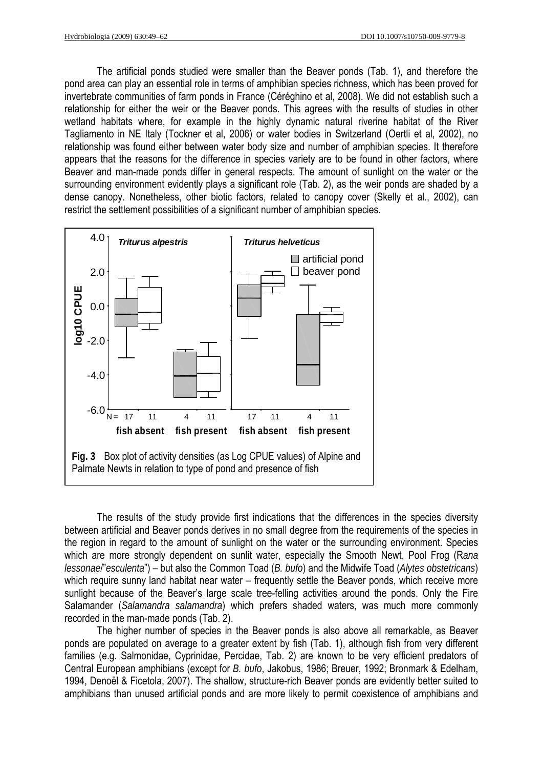The artificial ponds studied were smaller than the Beaver ponds (Tab. 1), and therefore the pond area can play an essential role in terms of amphibian species richness, which has been proved for invertebrate communities of farm ponds in France (Céréghino et al, 2008). We did not establish such a relationship for either the weir or the Beaver ponds. This agrees with the results of studies in other wetland habitats where, for example in the highly dynamic natural riverine habitat of the River Tagliamento in NE Italy (Tockner et al, 2006) or water bodies in Switzerland (Oertli et al, 2002), no relationship was found either between water body size and number of amphibian species. It therefore appears that the reasons for the difference in species variety are to be found in other factors, where Beaver and man-made ponds differ in general respects. The amount of sunlight on the water or the surrounding environment evidently plays a significant role (Tab. 2), as the weir ponds are shaded by a dense canopy. Nonetheless, other biotic factors, related to canopy cover (Skelly et al., 2002), can restrict the settlement possibilities of a significant number of amphibian species.

**Fig. 3** Box plot of activity densities (as Log CPUE values) of Alpine and Palmate Newts in relation to type of pond and presence of fish

The results of the study provide first indications that the differences in the species diversity between artificial and Beaver ponds derives in no small degree from the requirements of the species in the region in regard to the amount of sunlight on the water or the surrounding environment. Species which are more strongly dependent on sunlit water, especially the Smooth Newt, Pool Frog (R*ana lessonae*/"*esculenta*") – but also the Common Toad (*B. bufo*) and the Midwife Toad (*Alytes obstetricans*) which require sunny land habitat near water – frequently settle the Beaver ponds, which receive more sunlight because of the Beaver's large scale tree-felling activities around the ponds. Only the Fire Salamander (*Salamandra salamandra*) which prefers shaded waters, was much more commonly recorded in the man-made ponds (Tab. 2).

The higher number of species in the Beaver ponds is also above all remarkable, as Beaver ponds are populated on average to a greater extent by fish (Tab. 1), although fish from very different families (e.g. Salmonidae, Cyprinidae, Percidae, Tab. 2) are known to be very efficient predators of Central European amphibians (except for *B. bufo*, Jakobus, 1986; Breuer, 1992; Bronmark & Edelham, 1994, Denoël & Ficetola, 2007). The shallow, structure-rich Beaver ponds are evidently better suited to amphibians than unused artificial ponds and are more likely to permit coexistence of amphibians and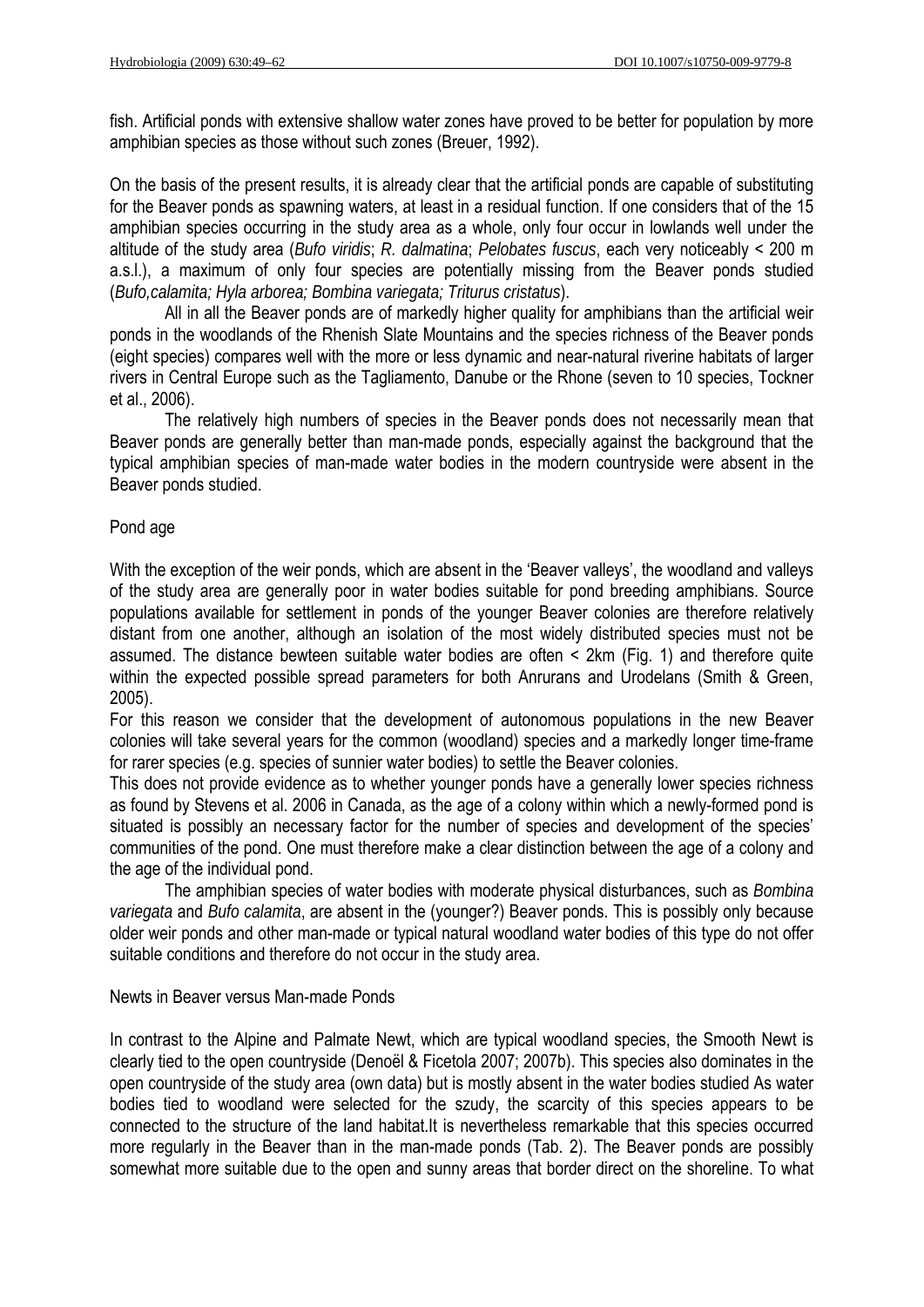fish. Artificial ponds with extensive shallow water zones have proved to be better for population by more amphibian species as those without such zones (Breuer, 1992).

On the basis of the present results, it is already clear that the artificial ponds are capable of substituting for the Beaver ponds as spawning waters, at least in a residual function. If one considers that of the 15 amphibian species occurring in the study area as a whole, only four occur in lowlands well under the altitude of the study area (*Bufo viridis*; *R. dalmatina*; *Pelobates fuscus*, each very noticeably < 200 m a.s.l.), a maximum of only four species are potentially missing from the Beaver ponds studied (*Bufo,calamita; Hyla arborea; Bombina variegata; Triturus cristatus*).

All in all the Beaver ponds are of markedly higher quality for amphibians than the artificial weir ponds in the woodlands of the Rhenish Slate Mountains and the species richness of the Beaver ponds (eight species) compares well with the more or less dynamic and near-natural riverine habitats of larger rivers in Central Europe such as the Tagliamento, Danube or the Rhone (seven to 10 species, Tockner et al., 2006).

The relatively high numbers of species in the Beaver ponds does not necessarily mean that Beaver ponds are generally better than man-made ponds, especially against the background that the typical amphibian species of man-made water bodies in the modern countryside were absent in the Beaver ponds studied.

## Pond age

With the exception of the weir ponds, which are absent in the 'Beaver valleys', the woodland and valleys of the study area are generally poor in water bodies suitable for pond breeding amphibians. Source populations available for settlement in ponds of the younger Beaver colonies are therefore relatively distant from one another, although an isolation of the most widely distributed species must not be assumed. The distance bewteen suitable water bodies are often < 2km (Fig. 1) and therefore quite within the expected possible spread parameters for both Anrurans and Urodelans (Smith & Green, 2005).

For this reason we consider that the development of autonomous populations in the new Beaver colonies will take several years for the common (woodland) species and a markedly longer time-frame for rarer species (e.g. species of sunnier water bodies) to settle the Beaver colonies.

This does not provide evidence as to whether younger ponds have a generally lower species richness as found by Stevens et al. 2006 in Canada, as the age of a colony within which a newly-formed pond is situated is possibly an necessary factor for the number of species and development of the species' communities of the pond. One must therefore make a clear distinction between the age of a colony and the age of the individual pond.

The amphibian species of water bodies with moderate physical disturbances, such as *Bombina variegata* and *Bufo calamita*, are absent in the (younger?) Beaver ponds. This is possibly only because older weir ponds and other man-made or typical natural woodland water bodies of this type do not offer suitable conditions and therefore do not occur in the study area.

## Newts in Beaver versus Man-made Ponds

In contrast to the Alpine and Palmate Newt, which are typical woodland species, the Smooth Newt is clearly tied to the open countryside (Denoël & Ficetola 2007; 2007b). This species also dominates in the open countryside of the study area (own data) but is mostly absent in the water bodies studied As water bodies tied to woodland were selected for the szudy, the scarcity of this species appears to be connected to the structure of the land habitat.It is nevertheless remarkable that this species occurred more regularly in the Beaver than in the man-made ponds (Tab. 2). The Beaver ponds are possibly somewhat more suitable due to the open and sunny areas that border direct on the shoreline. To what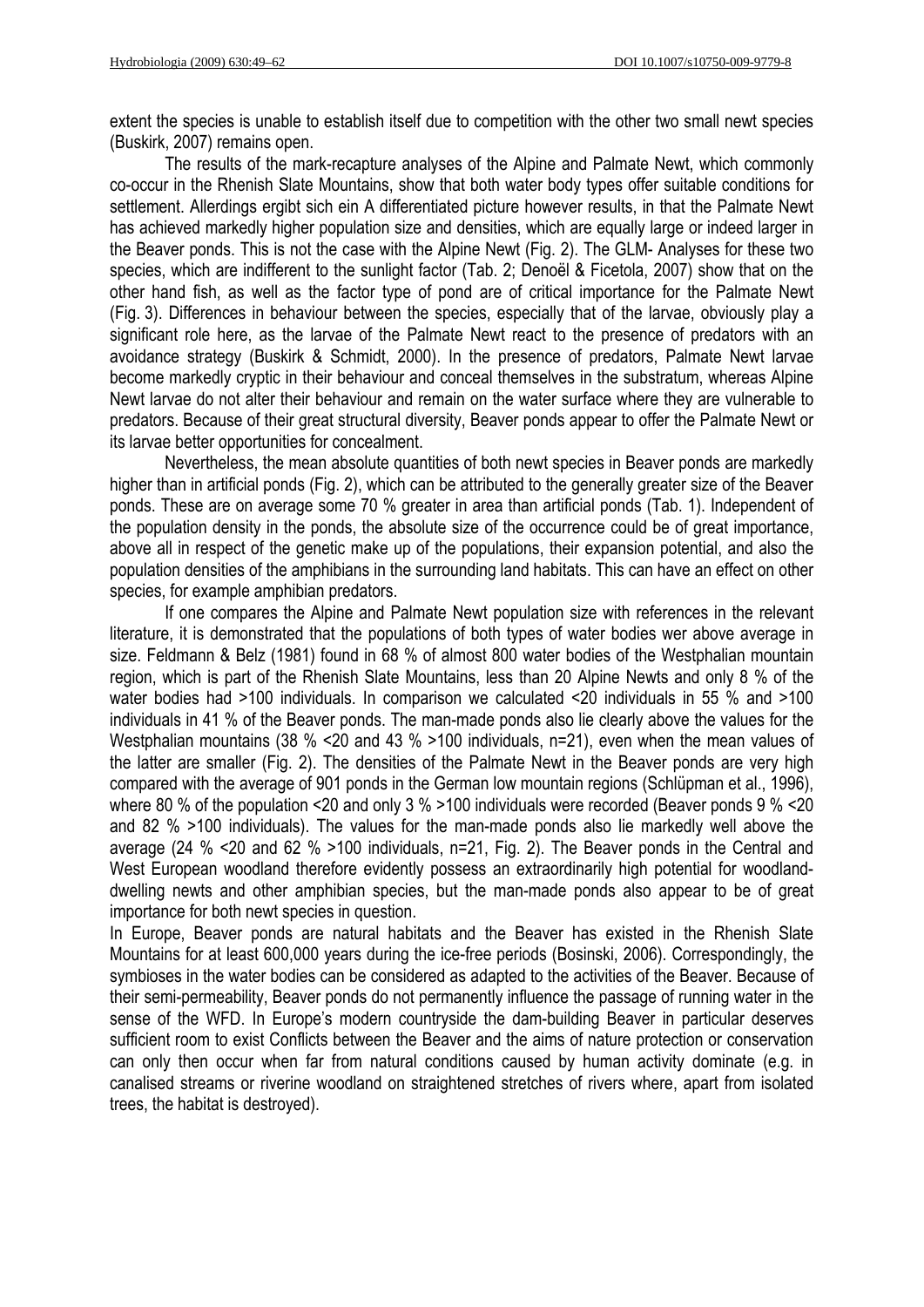extent the species is unable to establish itself due to competition with the other two small newt species (Buskirk, 2007) remains open.

The results of the mark-recapture analyses of the Alpine and Palmate Newt, which commonly co-occur in the Rhenish Slate Mountains, show that both water body types offer suitable conditions for settlement. Allerdings ergibt sich ein A differentiated picture however results, in that the Palmate Newt has achieved markedly higher population size and densities, which are equally large or indeed larger in the Beaver ponds. This is not the case with the Alpine Newt (Fig. 2). The GLM- Analyses for these two species, which are indifferent to the sunlight factor (Tab. 2; Denoël & Ficetola, 2007) show that on the other hand fish, as well as the factor type of pond are of critical importance for the Palmate Newt (Fig. 3). Differences in behaviour between the species, especially that of the larvae, obviously play a significant role here, as the larvae of the Palmate Newt react to the presence of predators with an avoidance strategy (Buskirk & Schmidt, 2000). In the presence of predators, Palmate Newt larvae become markedly cryptic in their behaviour and conceal themselves in the substratum, whereas Alpine Newt larvae do not alter their behaviour and remain on the water surface where they are vulnerable to predators. Because of their great structural diversity, Beaver ponds appear to offer the Palmate Newt or its larvae better opportunities for concealment.

Nevertheless, the mean absolute quantities of both newt species in Beaver ponds are markedly higher than in artificial ponds (Fig. 2), which can be attributed to the generally greater size of the Beaver ponds. These are on average some 70 % greater in area than artificial ponds (Tab. 1). Independent of the population density in the ponds, the absolute size of the occurrence could be of great importance, above all in respect of the genetic make up of the populations, their expansion potential, and also the population densities of the amphibians in the surrounding land habitats. This can have an effect on other species, for example amphibian predators.

If one compares the Alpine and Palmate Newt population size with references in the relevant literature, it is demonstrated that the populations of both types of water bodies wer above average in size. Feldmann & Belz (1981) found in 68 % of almost 800 water bodies of the Westphalian mountain region, which is part of the Rhenish Slate Mountains, less than 20 Alpine Newts and only 8 % of the water bodies had >100 individuals. In comparison we calculated <20 individuals in 55 % and >100 individuals in 41 % of the Beaver ponds. The man-made ponds also lie clearly above the values for the Westphalian mountains (38 % <20 and 43 % >100 individuals, n=21), even when the mean values of the latter are smaller (Fig. 2). The densities of the Palmate Newt in the Beaver ponds are very high compared with the average of 901 ponds in the German low mountain regions (Schlüpman et al., 1996), where 80 % of the population <20 and only 3 % >100 individuals were recorded (Beaver ponds 9 % <20 and 82 % >100 individuals). The values for the man-made ponds also lie markedly well above the average (24 % <20 and 62 % >100 individuals, n=21, Fig. 2). The Beaver ponds in the Central and West European woodland therefore evidently possess an extraordinarily high potential for woodland-dwelling newts and other amphibian species, but the man-made ponds also appear to be of great importance for both newt species in question.

In Europe, Beaver ponds are natural habitats and the Beaver has existed in the Rhenish Slate Mountains for at least 600,000 years during the ice-free periods (Bosinski, 2006). Correspondingly, the symbioses in the water bodies can be considered as adapted to the activities of the Beaver. Because of their semi-permeability, Beaver ponds do not permanently influence the passage of running water in the sense of the WFD. In Europe's modern countryside the dam-building Beaver in particular deserves sufficient room to exist Conflicts between the Beaver and the aims of nature protection or conservation can only then occur when far from natural conditions caused by human activity dominate (e.g. in canalised streams or riverine woodland on straightened stretches of rivers where, apart from isolated trees, the habitat is destroyed).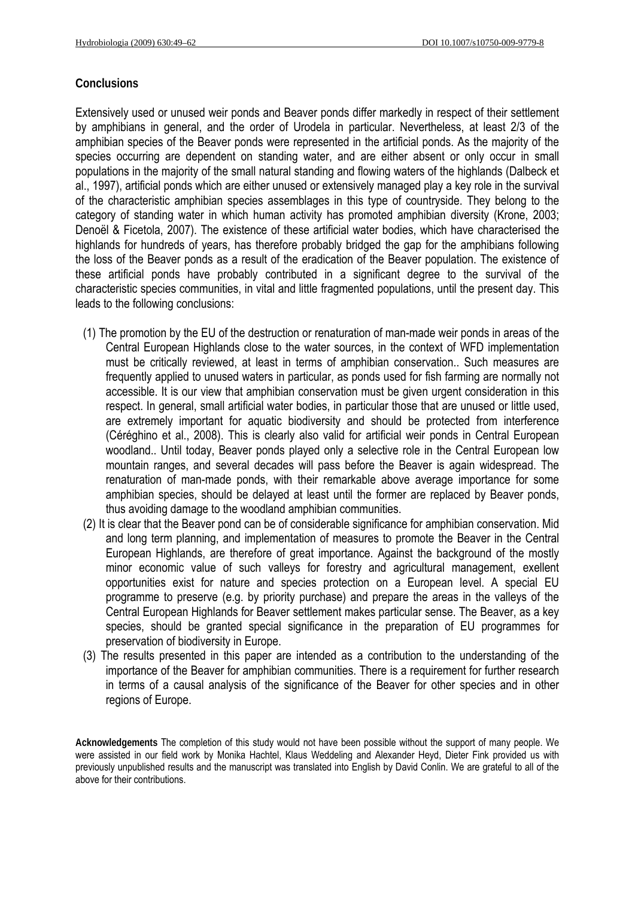## Conclusions

Extensively used or unused weir ponds and Beaver ponds differ markedly in respect of their settlement by amphibians in general, and the order of Urodela in particular. Nevertheless, at least 2/3 of the amphibian species of the Beaver ponds were represented in the artificial ponds. As the majority of the species occurring are dependent on standing water, and are either absent or only occur in small populations in the majority of the small natural standing and flowing waters of the highlands (Dalbeck et al., 1997), artificial ponds which are either unused or extensively managed play a key role in the survival of the characteristic amphibian species assemblages in this type of countryside. They belong to the category of standing water in which human activity has promoted amphibian diversity (Krone, 2003; Denoël & Ficetola, 2007). The existence of these artificial water bodies, which have characterised the highlands for hundreds of years, has therefore probably bridged the gap for the amphibians following the loss of the Beaver ponds as a result of the eradication of the Beaver population. The existence of these artificial ponds have probably contributed in a significant degree to the survival of the characteristic species communities, in vital and little fragmented populations, until the present day. This leads to the following conclusions:

(1) The promotion by the EU of the destruction or renaturation of man-made weir ponds in areas of the Central European Highlands close to the water sources, in the context of WFD implementation must be critically reviewed, at least in terms of amphibian conservation.. Such measures are frequently applied to unused waters in particular, as ponds used for fish farming are normally not accessible. It is our view that amphibian conservation must be given urgent consideration in this respect. In general, small artificial water bodies, in particular those that are unused or little used, are extremely important for aquatic biodiversity and should be protected from interference (Céréghino et al., 2008). This is clearly also valid for artificial weir ponds in Central European woodland.. Until today, Beaver ponds played only a selective role in the Central European low mountain ranges, and several decades will pass before the Beaver is again widespread. The renaturation of man-made ponds, with their remarkable above average importance for some amphibian species, should be delayed at least until the former are replaced by Beaver ponds, thus avoiding damage to the woodland amphibian communities.

(2) It is clear that the Beaver pond can be of considerable significance for amphibian conservation. Mid and long term planning, and implementation of measures to promote the Beaver in the Central European Highlands, are therefore of great importance. Against the background of the mostly minor economic value of such valleys for forestry and agricultural management, exellent opportunities exist for nature and species protection on a European level. A special EU programme to preserve (e.g. by priority purchase) and prepare the areas in the valleys of the Central European Highlands for Beaver settlement makes particular sense. The Beaver, as a key species, should be granted special significance in the preparation of EU programmes for preservation of biodiversity in Europe.

(3) The results presented in this paper are intended as a contribution to the understanding of the importance of the Beaver for amphibian communities. There is a requirement for further research in terms of a causal analysis of the significance of the Beaver for other species and in other regions of Europe.

**Acknowledgements** The completion of this study would not have been possible without the support of many people. We were assisted in our field work by Monika Hachtel, Klaus Weddeling and Alexander Heyd, Dieter Fink provided us with previously unpublished results and the manuscript was translated into English by David Conlin. We are grateful to all of the above for their contributions.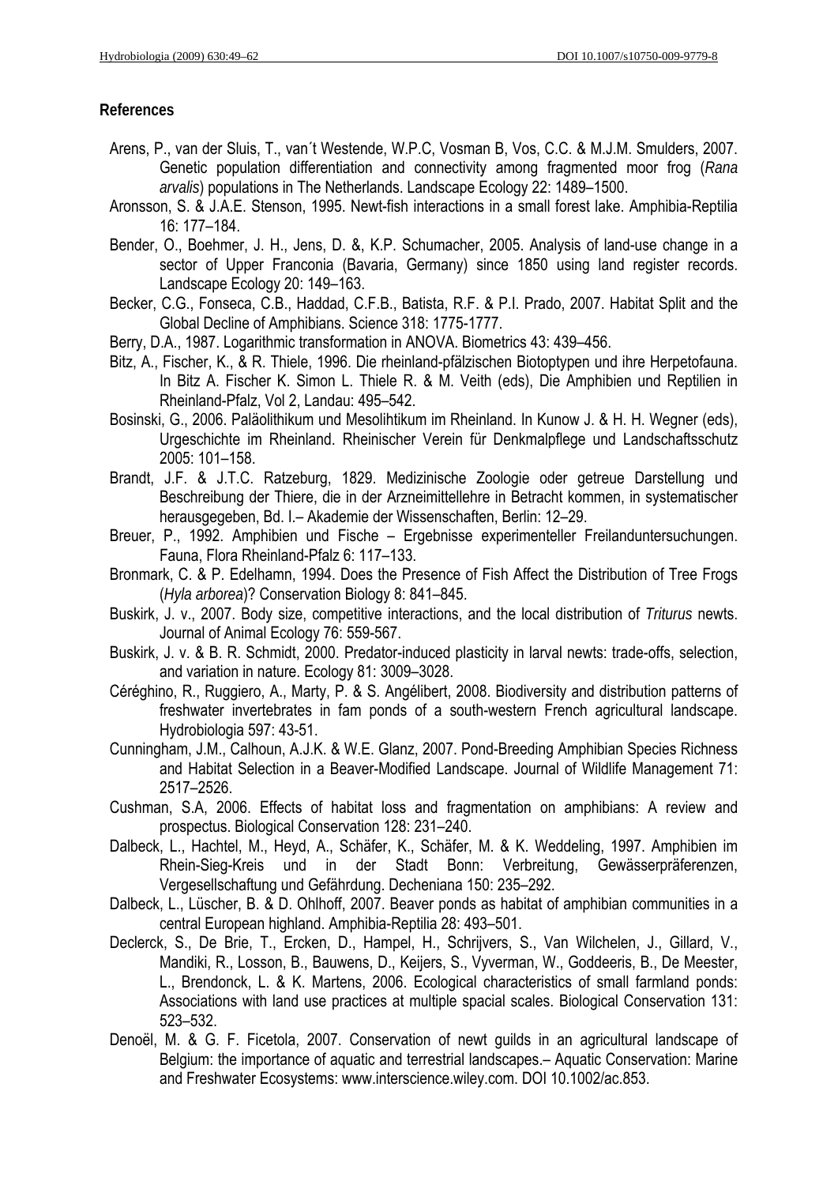## References

Arens, P., van der Sluis, T., van´t Westende, W.P.C, Vosman B, Vos, C.C. & M.J.M. Smulders, 2007. Genetic population differentiation and connectivity among fragmented moor frog (*Rana arvalis*) populations in The Netherlands. Landscape Ecology 22: 1489–1500.

Aronsson, S. & J.A.E. Stenson, 1995. Newt-fish interactions in a small forest lake. Amphibia-Reptilia 16: 177–184.

Bender, O., Boehmer, J. H., Jens, D. &, K.P. Schumacher, 2005. Analysis of land-use change in a sector of Upper Franconia (Bavaria, Germany) since 1850 using land register records. Landscape Ecology 20: 149–163.

Becker, C.G., Fonseca, C.B., Haddad, C.F.B., Batista, R.F. & P.I. Prado, 2007. Habitat Split and the Global Decline of Amphibians. Science 318: 1775-1777.

Berry, D.A., 1987. Logarithmic transformation in ANOVA. Biometrics 43: 439–456.

Bitz, A., Fischer, K., & R. Thiele, 1996. Die rheinland-pfälzischen Biotoptypen und ihre Herpetofauna. In Bitz A. Fischer K. Simon L. Thiele R. & M. Veith (eds), Die Amphibien und Reptilien in Rheinland-Pfalz, Vol 2, Landau: 495–542.

Bosinski, G., 2006. Paläolithikum und Mesolihtikum im Rheinland. In Kunow J. & H. H. Wegner (eds), Urgeschichte im Rheinland. Rheinischer Verein für Denkmalpflege und Landschaftsschutz 2005: 101–158.

Brandt, J.F. & J.T.C. Ratzeburg, 1829. Medizinische Zoologie oder getreue Darstellung und Beschreibung der Thiere, die in der Arzneimittellehre in Betracht kommen, in systematischer herausgegeben, Bd. I.– Akademie der Wissenschaften, Berlin: 12–29.

Breuer, P., 1992. Amphibien und Fische – Ergebnisse experimenteller Freilanduntersuchungen. Fauna, Flora Rheinland-Pfalz 6: 117–133.

Bronmark, C. & P. Edelhamn, 1994. Does the Presence of Fish Affect the Distribution of Tree Frogs (*Hyla arborea*)? Conservation Biology 8: 841–845.

Buskirk, J. v., 2007. Body size, competitive interactions, and the local distribution of *Triturus* newts. Journal of Animal Ecology 76: 559-567.

Buskirk, J. v. & B. R. Schmidt, 2000. Predator-induced plasticity in larval newts: trade-offs, selection, and variation in nature. Ecology 81: 3009–3028.

Céréghino, R., Ruggiero, A., Marty, P. & S. Angélibert, 2008. Biodiversity and distribution patterns of freshwater invertebrates in fam ponds of a south-western French agricultural landscape. Hydrobiologia 597: 43-51.

Cunningham, J.M., Calhoun, A.J.K. & W.E. Glanz, 2007. Pond-Breeding Amphibian Species Richness and Habitat Selection in a Beaver-Modified Landscape. Journal of Wildlife Management 71: 2517–2526.

Cushman, S.A, 2006. Effects of habitat loss and fragmentation on amphibians: A review and prospectus. Biological Conservation 128: 231–240.

Dalbeck, L., Hachtel, M., Heyd, A., Schäfer, K., Schäfer, M. & K. Weddeling, 1997. Amphibien im Rhein-Sieg-Kreis und in der Stadt Bonn: Verbreitung, Gewässerpräferenzen, Vergesellschaftung und Gefährdung. Decheniana 150: 235–292.

Dalbeck, L., Lüscher, B. & D. Ohlhoff, 2007. Beaver ponds as habitat of amphibian communities in a central European highland. Amphibia-Reptilia 28: 493–501.

Declerck, S., De Brie, T., Ercken, D., Hampel, H., Schrijvers, S., Van Wilchelen, J., Gillard, V., Mandiki, R., Losson, B., Bauwens, D., Keijers, S., Vyverman, W., Goddeeris, B., De Meester, L., Brendonck, L. & K. Martens, 2006. Ecological characteristics of small farmland ponds: Associations with land use practices at multiple spacial scales. Biological Conservation 131: 523–532.

Denoël, M. & G. F. Ficetola, 2007. Conservation of newt guilds in an agricultural landscape of Belgium: the importance of aquatic and terrestrial landscapes.– Aquatic Conservation: Marine and Freshwater Ecosystems: www.interscience.wiley.com. DOI 10.1002/ac.853.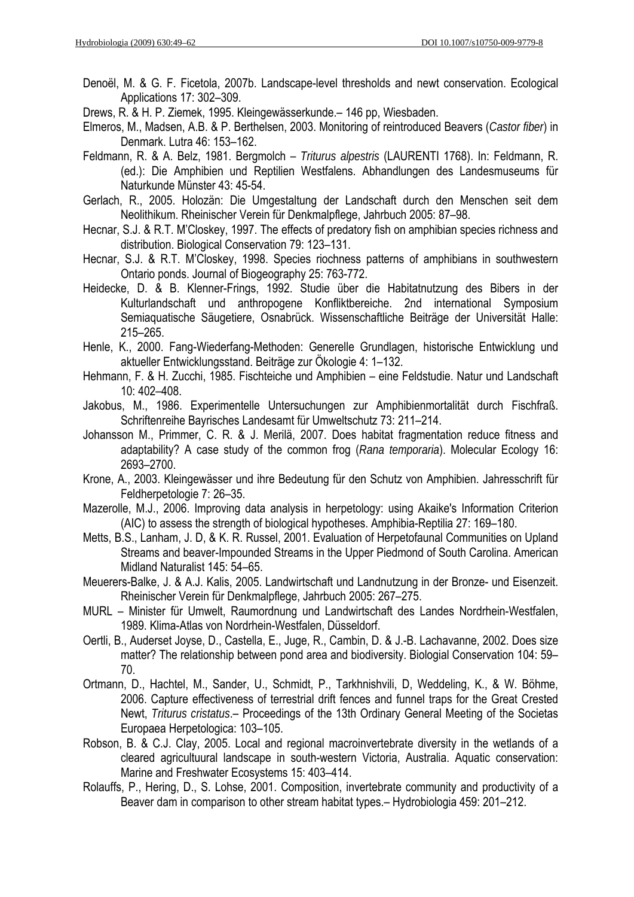Denoël, M. & G. F. Ficetola, 2007b. Landscape-level thresholds and newt conservation. Ecological Applications 17: 302–309.

Drews, R. & H. P. Ziemek, 1995. Kleingewässerkunde.– 146 pp, Wiesbaden.

Elmeros, M., Madsen, A.B. & P. Berthelsen, 2003. Monitoring of reintroduced Beavers (*Castor fiber*) in Denmark. Lutra 46: 153–162.

Feldmann, R. & A. Belz, 1981. Bergmolch – *Triturus alpestris* (LAURENTI 1768). In: Feldmann, R. (ed.): Die Amphibien und Reptilien Westfalens. Abhandlungen des Landesmuseums für Naturkunde Münster 43: 45-54.

Gerlach, R., 2005. Holozän: Die Umgestaltung der Landschaft durch den Menschen seit dem Neolithikum. Rheinischer Verein für Denkmalpflege, Jahrbuch 2005: 87–98.

Hecnar, S.J. & R.T. M'Closkey, 1997. The effects of predatory fish on amphibian species richness and distribution. Biological Conservation 79: 123–131.

Hecnar, S.J. & R.T. M'Closkey, 1998. Species riochness patterns of amphibians in southwestern Ontario ponds. Journal of Biogeography 25: 763-772.

Heidecke, D. & B. Klenner-Frings, 1992. Studie über die Habitatnutzung des Bibers in der Kulturlandschaft und anthropogene Konfliktbereiche. 2nd international Symposium Semiaquatische Säugetiere, Osnabrück. Wissenschaftliche Beiträge der Universität Halle: 215–265.

Henle, K., 2000. Fang-Wiederfang-Methoden: Generelle Grundlagen, historische Entwicklung und aktueller Entwicklungsstand. Beiträge zur Ökologie 4: 1–132.

Hehmann, F. & H. Zucchi, 1985. Fischteiche und Amphibien – eine Feldstudie. Natur und Landschaft 10: 402–408.

Jakobus, M., 1986. Experimentelle Untersuchungen zur Amphibienmortalität durch Fischfraß. Schriftenreihe Bayrisches Landesamt für Umweltschutz 73: 211–214.

Johansson M., Primmer, C. R. & J. Merilä, 2007. Does habitat fragmentation reduce fitness and adaptability? A case study of the common frog (*Rana temporaria*). Molecular Ecology 16: 2693–2700.

Krone, A., 2003. Kleingewässer und ihre Bedeutung für den Schutz von Amphibien. Jahresschrift für Feldherpetologie 7: 26–35.

Mazerolle, M.J., 2006. Improving data analysis in herpetology: using Akaike's Information Criterion (AIC) to assess the strength of biological hypotheses. Amphibia-Reptilia 27: 169–180.

Metts, B.S., Lanham, J. D, & K. R. Russel, 2001. Evaluation of Herpetofaunal Communities on Upland Streams and beaver-Impounded Streams in the Upper Piedmond of South Carolina. American Midland Naturalist 145: 54–65.

Meuerers-Balke, J. & A.J. Kalis, 2005. Landwirtschaft und Landnutzung in der Bronze- und Eisenzeit. Rheinischer Verein für Denkmalpflege, Jahrbuch 2005: 267–275.

MURL – Minister für Umwelt, Raumordnung und Landwirtschaft des Landes Nordrhein-Westfalen, 1989. Klima-Atlas von Nordrhein-Westfalen, Düsseldorf.

Oertli, B., Auderset Joyse, D., Castella, E., Juge, R., Cambin, D. & J.-B. Lachavanne, 2002. Does size matter? The relationship between pond area and biodiversity. Biologial Conservation 104: 59–70.

Ortmann, D., Hachtel, M., Sander, U., Schmidt, P., Tarkhnishvili, D, Weddeling, K., & W. Böhme, 2006. Capture effectiveness of terrestrial drift fences and funnel traps for the Great Crested Newt, *Triturus cristatus*.– Proceedings of the 13th Ordinary General Meeting of the Societas Europaea Herpetologica: 103–105.

Robson, B. & C.J. Clay, 2005. Local and regional macroinvertebrate diversity in the wetlands of a cleared agricultuural landscape in south-western Victoria, Australia. Aquatic conservation: Marine and Freshwater Ecosystems 15: 403–414.

Rolauffs, P., Hering, D., S. Lohse, 2001. Composition, invertebrate community and productivity of a Beaver dam in comparison to other stream habitat types.– Hydrobiologia 459: 201–212.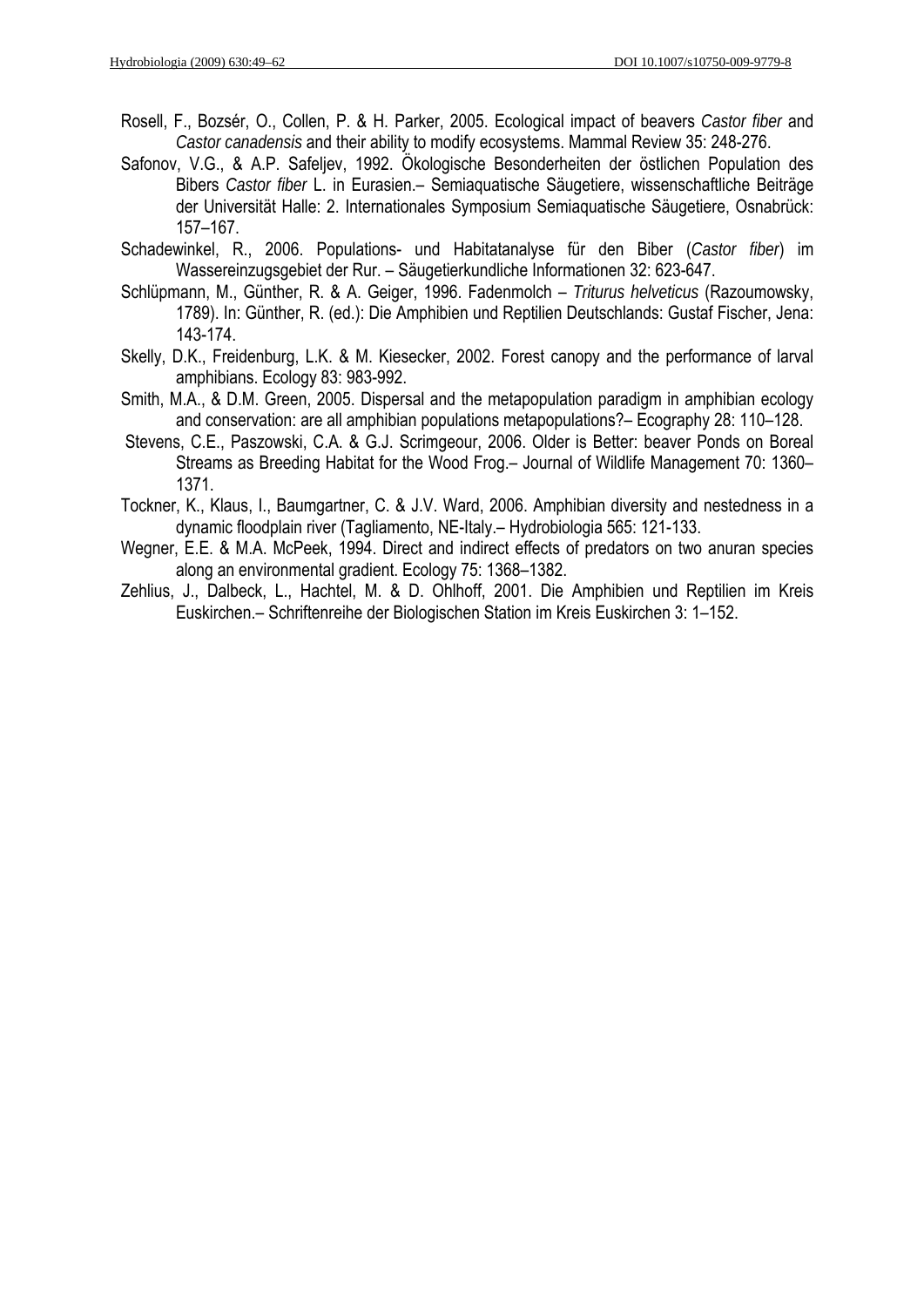Rosell, F., Bozsér, O., Collen, P. & H. Parker, 2005. Ecological impact of beavers *Castor fiber* and *Castor canadensis* and their ability to modify ecosystems. Mammal Review 35: 248-276.

Safonov, V.G., & A.P. Safeljev, 1992. Ökologische Besonderheiten der östlichen Population des Bibers *Castor fiber* L. in Eurasien.– Semiaquatische Säugetiere, wissenschaftliche Beiträge der Universität Halle: 2. Internationales Symposium Semiaquatische Säugetiere, Osnabrück: 157–167.

Schadewinkel, R., 2006. Populations- und Habitatanalyse für den Biber (*Castor fiber*) im Wassereinzugsgebiet der Rur. – Säugetierkundliche Informationen 32: 623-647.

Schlüpmann, M., Günther, R. & A. Geiger, 1996. Fadenmolch – *Triturus helveticus* (Razoumowsky, 1789). In: Günther, R. (ed.): Die Amphibien und Reptilien Deutschlands: Gustaf Fischer, Jena: 143-174.

Skelly, D.K., Freidenburg, L.K. & M. Kiesecker, 2002. Forest canopy and the performance of larval amphibians. Ecology 83: 983-992.

Smith, M.A., & D.M. Green, 2005. Dispersal and the metapopulation paradigm in amphibian ecology and conservation: are all amphibian populations metapopulations?– Ecography 28: 110–128.

Stevens, C.E., Paszowski, C.A. & G.J. Scrimgeour, 2006. Older is Better: beaver Ponds on Boreal Streams as Breeding Habitat for the Wood Frog.– Journal of Wildlife Management 70: 1360–1371.

Tockner, K., Klaus, I., Baumgartner, C. & J.V. Ward, 2006. Amphibian diversity and nestedness in a dynamic floodplain river (Tagliamento, NE-Italy.– Hydrobiologia 565: 121-133.

Wegner, E.E. & M.A. McPeek, 1994. Direct and indirect effects of predators on two anuran species along an environmental gradient. Ecology 75: 1368–1382.

Zehlius, J., Dalbeck, L., Hachtel, M. & D. Ohlhoff, 2001. Die Amphibien und Reptilien im Kreis Euskirchen.– Schriftenreihe der Biologischen Station im Kreis Euskirchen 3: 1–152.